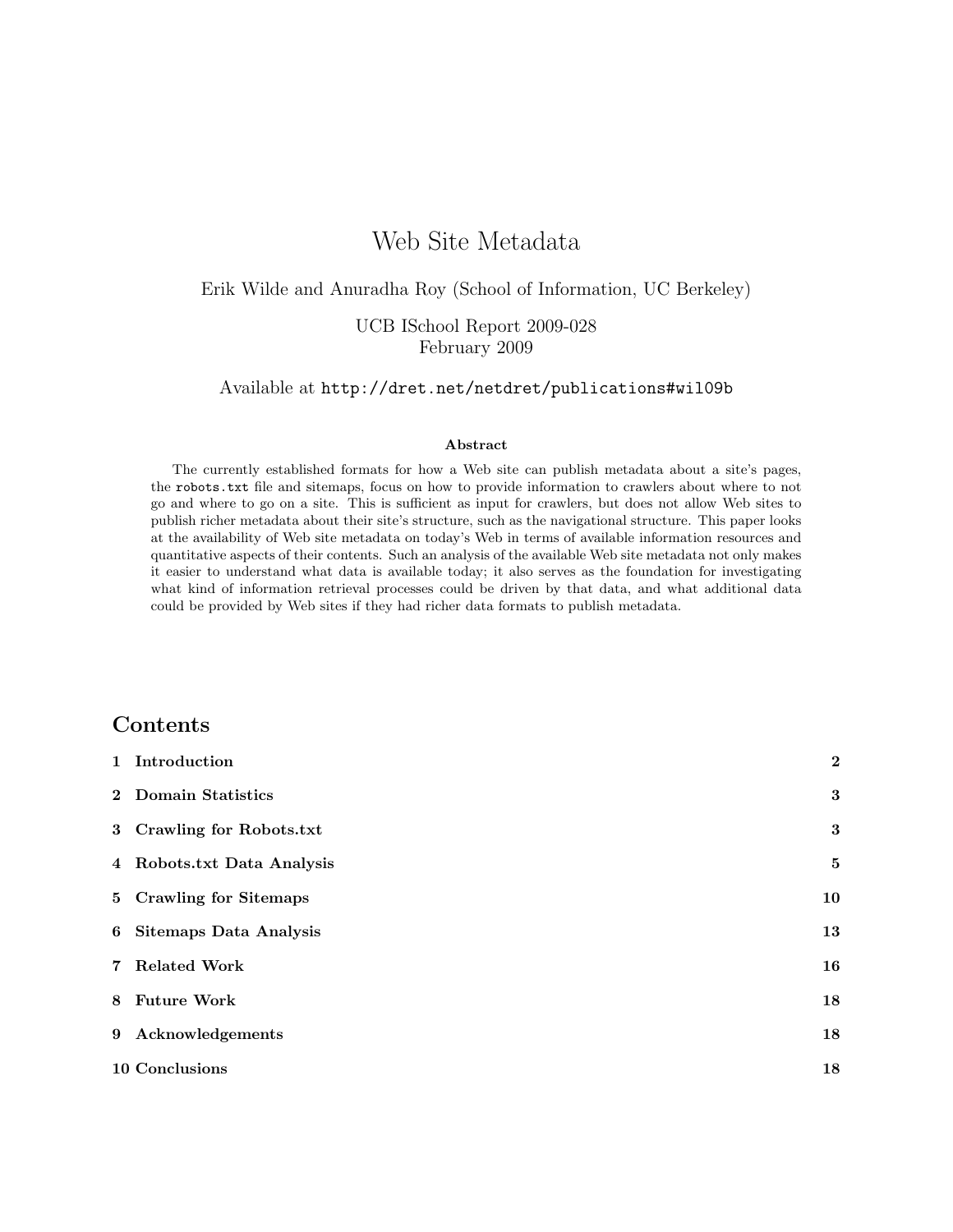# Web Site Metadata

Erik Wilde and Anuradha Roy (School of Information, UC Berkeley)

UCB ISchool Report 2009-028
February 2009

Available at `http://dret.net/netdret/publications#wil09b`

### Abstract

The currently established formats for how a Web site can publish metadata about a site's pages, the `robots.txt` file and sitemaps, focus on how to provide information to crawlers about where to not go and where to go on a site. This is sufficient as input for crawlers, but does not allow Web sites to publish richer metadata about their site's structure, such as the navigational structure. This paper looks at the availability of Web site metadata on today's Web in terms of available information resources and quantitative aspects of their contents. Such an analysis of the available Web site metadata not only makes it easier to understand what data is available today; it also serves as the foundation for investigating what kind of information retrieval processes could be driven by that data, and what additional data could be provided by Web sites if they had richer data formats to publish metadata.

## Contents

| | |
|---|---|
| **1 Introduction** | **2** |
| **2 Domain Statistics** | **3** |
| **3 Crawling for Robots.txt** | **3** |
| **4 Robots.txt Data Analysis** | **5** |
| **5 Crawling for Sitemaps** | **10** |
| **6 Sitemaps Data Analysis** | **13** |
| **7 Related Work** | **16** |
| **8 Future Work** | **18** |
| **9 Acknowledgements** | **18** |
| **10 Conclusions** | **18** |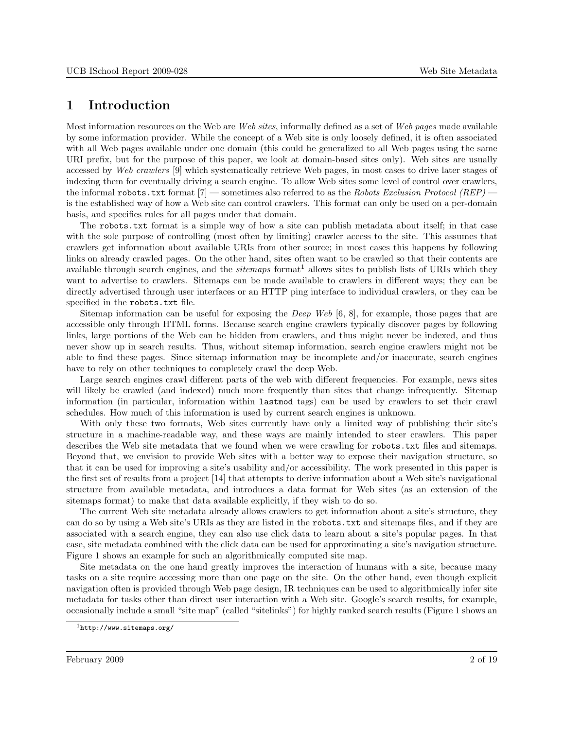# 1 Introduction

Most information resources on the Web are *Web sites*, informally defined as a set of *Web pages* made available by some information provider. While the concept of a Web site is only loosely defined, it is often associated with all Web pages available under one domain (this could be generalized to all Web pages using the same URI prefix, but for the purpose of this paper, we look at domain-based sites only). Web sites are usually accessed by *Web crawlers* [9] which systematically retrieve Web pages, in most cases to drive later stages of indexing them for eventually driving a search engine. To allow Web sites some level of control over crawlers, the informal `robots.txt` format [7] — sometimes also referred to as the *Robots Exclusion Protocol (REP)* — is the established way of how a Web site can control crawlers. This format can only be used on a per-domain basis, and specifies rules for all pages under that domain.

The `robots.txt` format is a simple way of how a site can publish metadata about itself; in that case with the sole purpose of controlling (most often by limiting) crawler access to the site. This assumes that crawlers get information about available URIs from other source; in most cases this happens by following links on already crawled pages. On the other hand, sites often want to be crawled so that their contents are available through search engines, and the *sitemaps* format[1] allows sites to publish lists of URIs which they want to advertise to crawlers. Sitemaps can be made available to crawlers in different ways; they can be directly advertised through user interfaces or an HTTP ping interface to individual crawlers, or they can be specified in the `robots.txt` file.

Sitemap information can be useful for exposing the *Deep Web* [6, 8], for example, those pages that are accessible only through HTML forms. Because search engine crawlers typically discover pages by following links, large portions of the Web can be hidden from crawlers, and thus might never be indexed, and thus never show up in search results. Thus, without sitemap information, search engine crawlers might not be able to find these pages. Since sitemap information may be incomplete and/or inaccurate, search engines have to rely on other techniques to completely crawl the deep Web.

Large search engines crawl different parts of the web with different frequencies. For example, news sites will likely be crawled (and indexed) much more frequently than sites that change infrequently. Sitemap information (in particular, information within `lastmod` tags) can be used by crawlers to set their crawl schedules. How much of this information is used by current search engines is unknown.

With only these two formats, Web sites currently have only a limited way of publishing their site's structure in a machine-readable way, and these ways are mainly intended to steer crawlers. This paper describes the Web site metadata that we found when we were crawling for `robots.txt` files and sitemaps. Beyond that, we envision to provide Web sites with a better way to expose their navigation structure, so that it can be used for improving a site's usability and/or accessibility. The work presented in this paper is the first set of results from a project [14] that attempts to derive information about a Web site's navigational structure from available metadata, and introduces a data format for Web sites (as an extension of the sitemaps format) to make that data available explicitly, if they wish to do so.

The current Web site metadata already allows crawlers to get information about a site's structure, they can do so by using a Web site's URIs as they are listed in the `robots.txt` and sitemaps files, and if they are associated with a search engine, they can also use click data to learn about a site's popular pages. In that case, site metadata combined with the click data can be used for approximating a site's navigation structure. Figure 1 shows an example for such an algorithmically computed site map.

Site metadata on the one hand greatly improves the interaction of humans with a site, because many tasks on a site require accessing more than one page on the site. On the other hand, even though explicit navigation often is provided through Web page design, IR techniques can be used to algorithmically infer site metadata for tasks other than direct user interaction with a Web site. Google's search results, for example, occasionally include a small "site map" (called "sitelinks") for highly ranked search results (Figure 1 shows an

[1] http://www.sitemaps.org/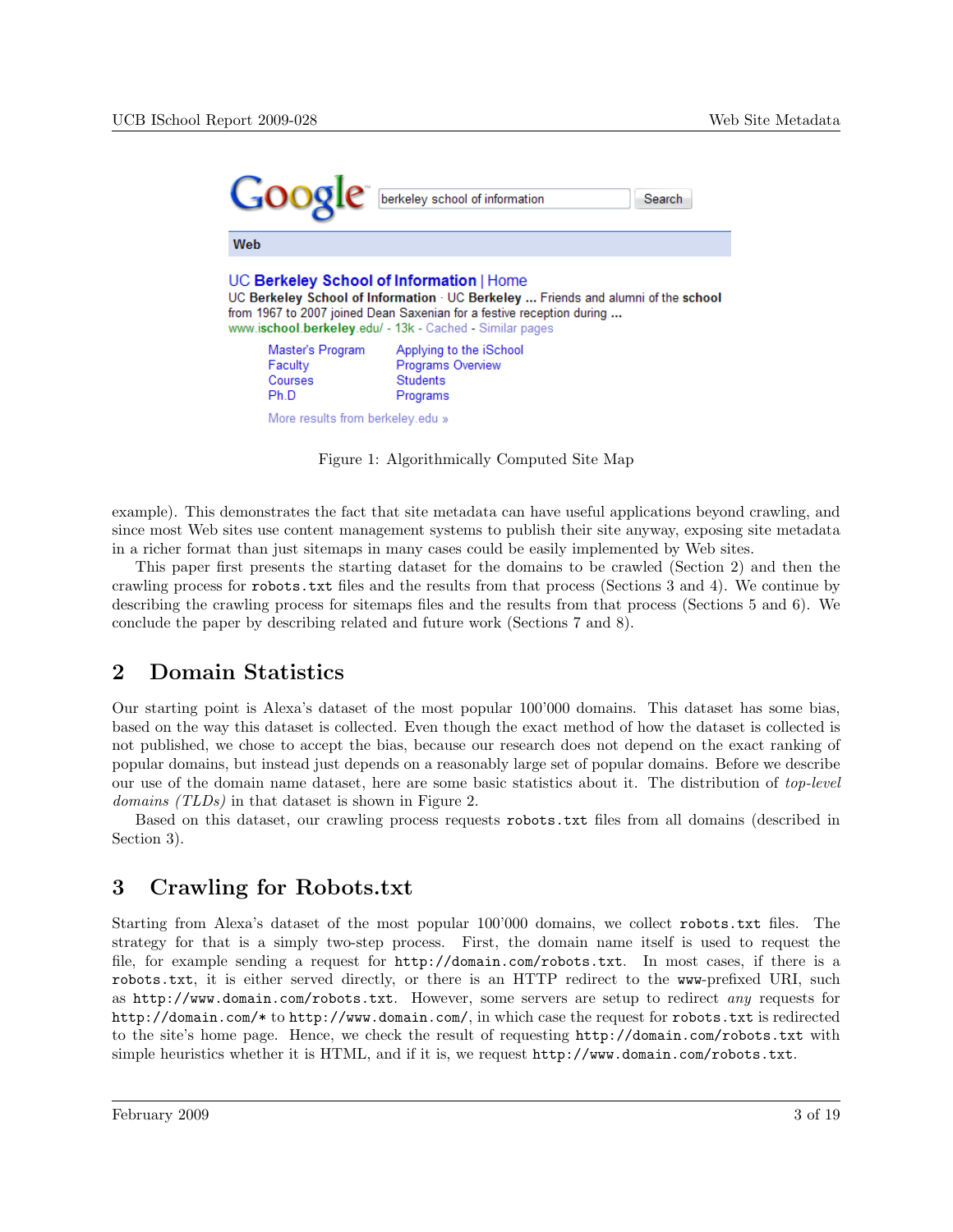Figure 1: Algorithmically Computed Site Map

example). This demonstrates the fact that site metadata can have useful applications beyond crawling, and since most Web sites use content management systems to publish their site anyway, exposing site metadata in a richer format than just sitemaps in many cases could be easily implemented by Web sites.

This paper first presents the starting dataset for the domains to be crawled (Section 2) and then the crawling process for `robots.txt` files and the results from that process (Sections 3 and 4). We continue by describing the crawling process for sitemaps files and the results from that process (Sections 5 and 6). We conclude the paper by describing related and future work (Sections 7 and 8).

## 2 Domain Statistics

Our starting point is Alexa's dataset of the most popular 100'000 domains. This dataset has some bias, based on the way this dataset is collected. Even though the exact method of how the dataset is collected is not published, we chose to accept the bias, because our research does not depend on the exact ranking of popular domains, but instead just depends on a reasonably large set of popular domains. Before we describe our use of the domain name dataset, here are some basic statistics about it. The distribution of *top-level domains (TLDs)* in that dataset is shown in Figure 2.

Based on this dataset, our crawling process requests `robots.txt` files from all domains (described in Section 3).

## 3 Crawling for Robots.txt

Starting from Alexa's dataset of the most popular 100'000 domains, we collect `robots.txt` files. The strategy for that is a simply two-step process. First, the domain name itself is used to request the file, for example sending a request for `http://domain.com/robots.txt`. In most cases, if there is a `robots.txt`, it is either served directly, or there is an HTTP redirect to the `www`-prefixed URI, such as `http://www.domain.com/robots.txt`. However, some servers are setup to redirect *any* requests for `http://domain.com/*` to `http://www.domain.com/`, in which case the request for `robots.txt` is redirected to the site's home page. Hence, we check the result of requesting `http://domain.com/robots.txt` with simple heuristics whether it is HTML, and if it is, we request `http://www.domain.com/robots.txt`.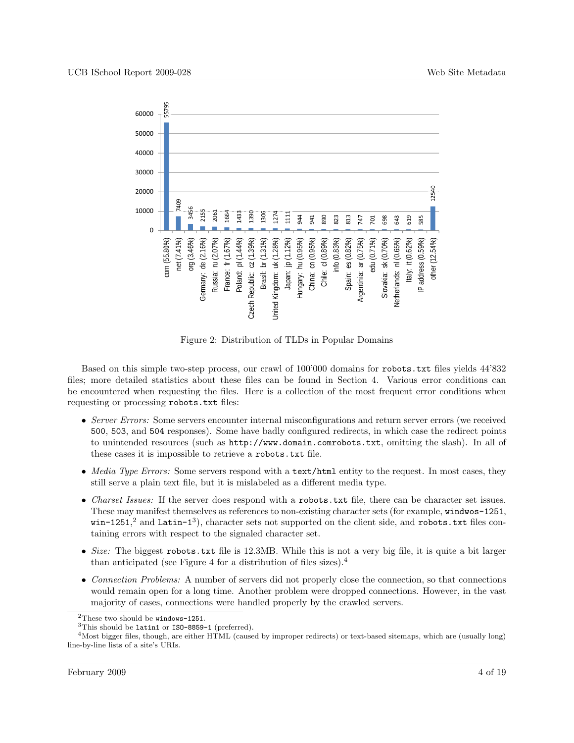Figure 2: Distribution of TLDs in Popular Domains

Based on this simple two-step process, our crawl of 100'000 domains for `robots.txt` files yields 44'832 files; more detailed statistics about these files can be found in Section 4. Various error conditions can be encountered when requesting the files. Here is a collection of the most frequent error conditions when requesting or processing `robots.txt` files:

- *Server Errors:* Some servers encounter internal misconfigurations and return server errors (we received `500`, `503`, and `504` responses). Some have badly configured redirects, in which case the redirect points to unintended resources (such as `http://www.domain.comrobots.txt`, omitting the slash). In all of these cases it is impossible to retrieve a `robots.txt` file.
- *Media Type Errors:* Some servers respond with a `text/html` entity to the request. In most cases, they still serve a plain text file, but it is mislabeled as a different media type.
- *Charset Issues:* If the server does respond with a `robots.txt` file, there can be character set issues. These may manifest themselves as references to non-existing character sets (for example, `windwos-1251`, `win-1251`,[2] and `Latin-1`[3]), character sets not supported on the client side, and `robots.txt` files containing errors with respect to the signaled character set.
- *Size:* The biggest `robots.txt` file is 12.3MB. While this is not a very big file, it is quite a bit larger than anticipated (see Figure 4 for a distribution of files sizes).[4]
- *Connection Problems:* A number of servers did not properly close the connection, so that connections would remain open for a long time. Another problem were dropped connections. However, in the vast majority of cases, connections were handled properly by the crawled servers.

[2] These two should be `windows-1251`.

[3] This should be `latin1` or `ISO-8859-1` (preferred).

[4] Most bigger files, though, are either HTML (caused by improper redirects) or text-based sitemaps, which are (usually long) line-by-line lists of a site's URIs.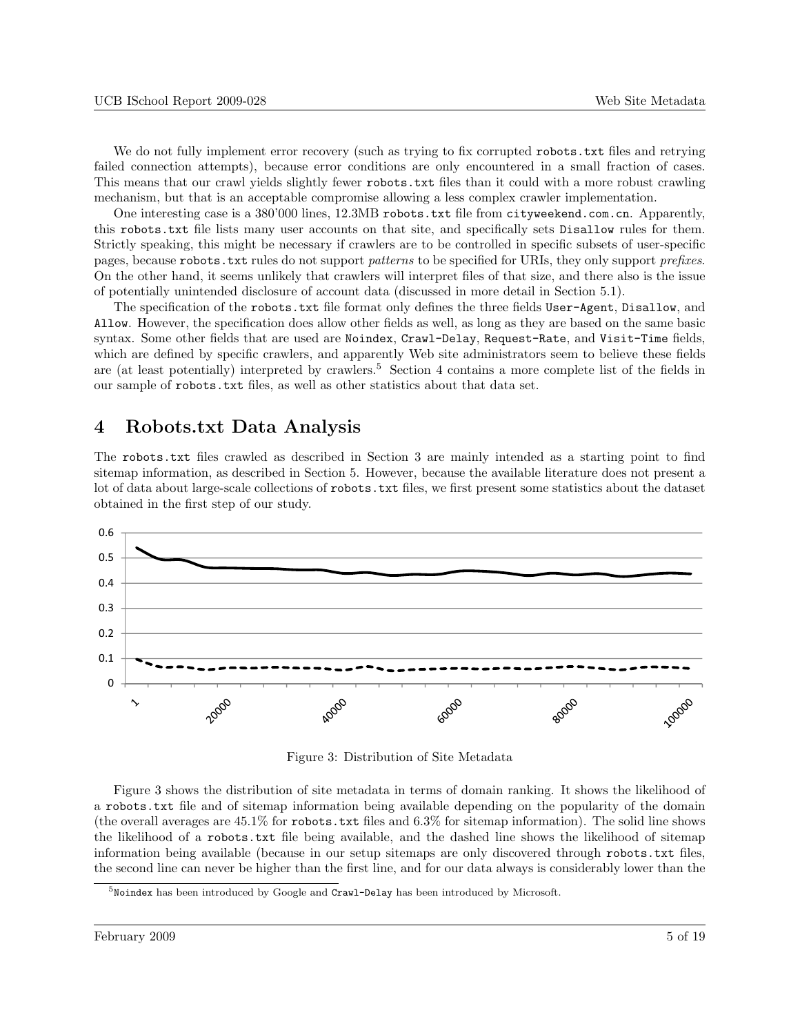We do not fully implement error recovery (such as trying to fix corrupted robots.txt files and retrying failed connection attempts), because error conditions are only encountered in a small fraction of cases. This means that our crawl yields slightly fewer robots.txt files than it could with a more robust crawling mechanism, but that is an acceptable compromise allowing a less complex crawler implementation.

One interesting case is a 380'000 lines, 12.3MB robots.txt file from cityweekend.com.cn. Apparently, this robots.txt file lists many user accounts on that site, and specifically sets Disallow rules for them. Strictly speaking, this might be necessary if crawlers are to be controlled in specific subsets of user-specific pages, because robots.txt rules do not support *patterns* to be specified for URIs, they only support *prefixes*. On the other hand, it seems unlikely that crawlers will interpret files of that size, and there also is the issue of potentially unintended disclosure of account data (discussed in more detail in Section 5.1).

The specification of the robots.txt file format only defines the three fields User-Agent, Disallow, and Allow. However, the specification does allow other fields as well, as long as they are based on the same basic syntax. Some other fields that are used are Noindex, Crawl-Delay, Request-Rate, and Visit-Time fields, which are defined by specific crawlers, and apparently Web site administrators seem to believe these fields are (at least potentially) interpreted by crawlers.[5] Section 4 contains a more complete list of the fields in our sample of robots.txt files, as well as other statistics about that data set.

# 4 Robots.txt Data Analysis

The robots.txt files crawled as described in Section 3 are mainly intended as a starting point to find sitemap information, as described in Section 5. However, because the available literature does not present a lot of data about large-scale collections of robots.txt files, we first present some statistics about the dataset obtained in the first step of our study.

Figure 3: Distribution of Site Metadata

Figure 3 shows the distribution of site metadata in terms of domain ranking. It shows the likelihood of a robots.txt file and of sitemap information being available depending on the popularity of the domain (the overall averages are 45.1% for robots.txt files and 6.3% for sitemap information). The solid line shows the likelihood of a robots.txt file being available, and the dashed line shows the likelihood of sitemap information being available (because in our setup sitemaps are only discovered through robots.txt files, the second line can never be higher than the first line, and for our data always is considerably lower than the

[5] Noindex has been introduced by Google and Crawl-Delay has been introduced by Microsoft.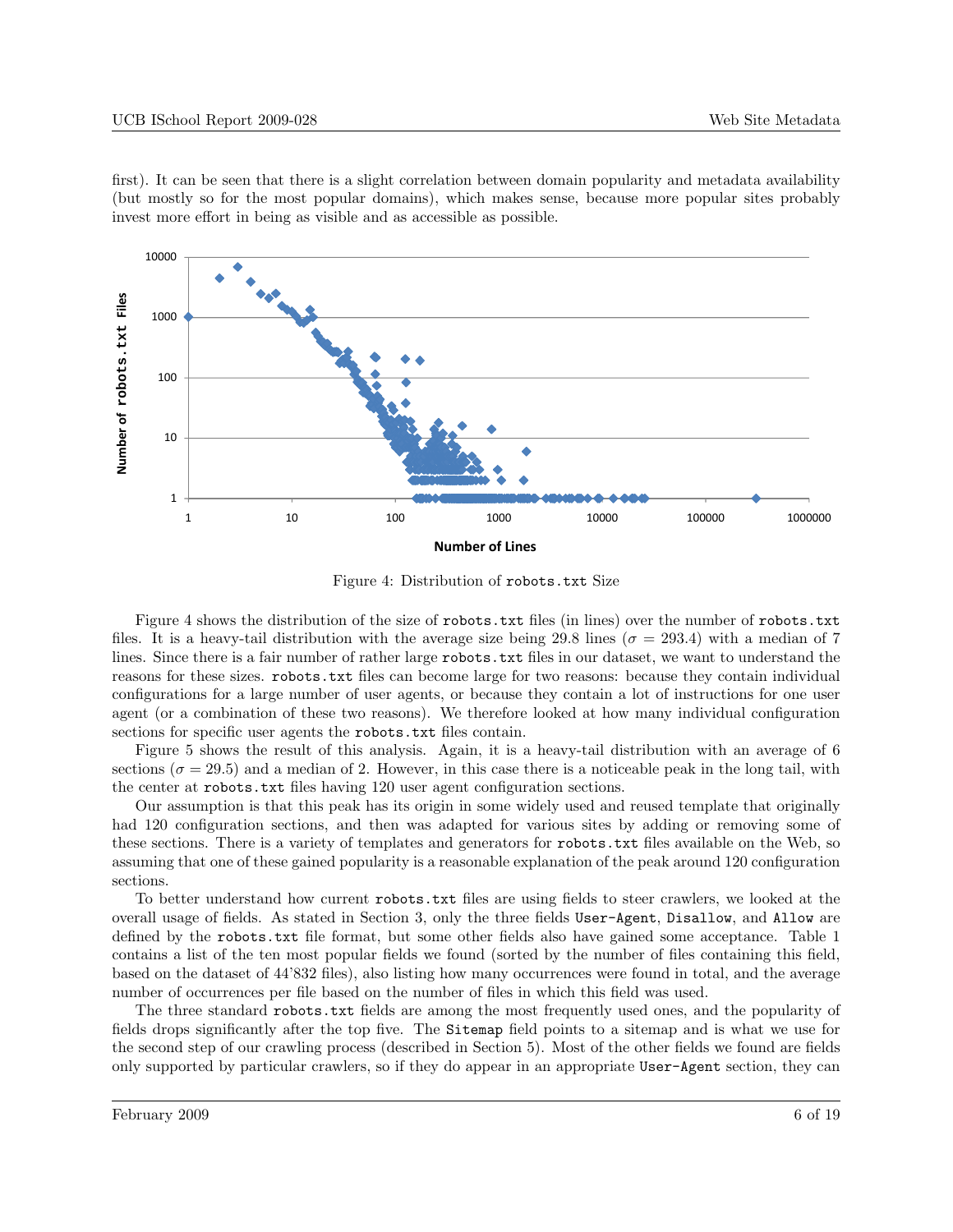first). It can be seen that there is a slight correlation between domain popularity and metadata availability (but mostly so for the most popular domains), which makes sense, because more popular sites probably invest more effort in being as visible and as accessible as possible.

Figure 4: Distribution of `robots.txt` Size

Figure 4 shows the distribution of the size of `robots.txt` files (in lines) over the number of `robots.txt` files. It is a heavy-tail distribution with the average size being 29.8 lines ($\sigma = 293.4$) with a median of 7 lines. Since there is a fair number of rather large `robots.txt` files in our dataset, we want to understand the reasons for these sizes. `robots.txt` files can become large for two reasons: because they contain individual configurations for a large number of user agents, or because they contain a lot of instructions for one user agent (or a combination of these two reasons). We therefore looked at how many individual configuration sections for specific user agents the `robots.txt` files contain.

Figure 5 shows the result of this analysis. Again, it is a heavy-tail distribution with an average of 6 sections ($\sigma = 29.5$) and a median of 2. However, in this case there is a noticeable peak in the long tail, with the center at `robots.txt` files having 120 user agent configuration sections.

Our assumption is that this peak has its origin in some widely used and reused template that originally had 120 configuration sections, and then was adapted for various sites by adding or removing some of these sections. There is a variety of templates and generators for `robots.txt` files available on the Web, so assuming that one of these gained popularity is a reasonable explanation of the peak around 120 configuration sections.

To better understand how current `robots.txt` files are using fields to steer crawlers, we looked at the overall usage of fields. As stated in Section 3, only the three fields `User-Agent`, `Disallow`, and `Allow` are defined by the `robots.txt` file format, but some other fields also have gained some acceptance. Table 1 contains a list of the ten most popular fields we found (sorted by the number of files containing this field, based on the dataset of 44'832 files), also listing how many occurrences were found in total, and the average number of occurrences per file based on the number of files in which this field was used.

The three standard `robots.txt` fields are among the most frequently used ones, and the popularity of fields drops significantly after the top five. The `Sitemap` field points to a sitemap and is what we use for the second step of our crawling process (described in Section 5). Most of the other fields we found are fields only supported by particular crawlers, so if they do appear in an appropriate `User-Agent` section, they can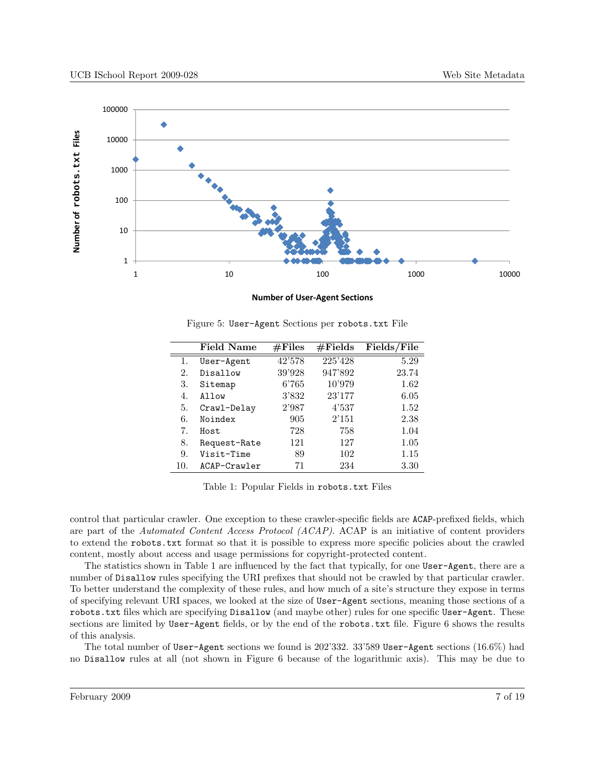Figure 5: `User-Agent` Sections per `robots.txt` File

| | Field Name | #Files | #Fields | Fields/File |
|---|---|---|---|---|
| 1. | `User-Agent` | 42'578 | 225'428 | 5.29 |
| 2. | `Disallow` | 39'928 | 947'892 | 23.74 |
| 3. | `Sitemap` | 6'765 | 10'979 | 1.62 |
| 4. | `Allow` | 3'832 | 23'177 | 6.05 |
| 5. | `Crawl-Delay` | 2'987 | 4'537 | 1.52 |
| 6. | `Noindex` | 905 | 2'151 | 2.38 |
| 7. | `Host` | 728 | 758 | 1.04 |
| 8. | `Request-Rate` | 121 | 127 | 1.05 |
| 9. | `Visit-Time` | 89 | 102 | 1.15 |
| 10. | `ACAP-Crawler` | 71 | 234 | 3.30 |

Table 1: Popular Fields in `robots.txt` Files

control that particular crawler. One exception to these crawler-specific fields are `ACAP`-prefixed fields, which are part of the *Automated Content Access Protocol (ACAP)*. ACAP is an initiative of content providers to extend the `robots.txt` format so that it is possible to express more specific policies about the crawled content, mostly about access and usage permissions for copyright-protected content.

The statistics shown in Table 1 are influenced by the fact that typically, for one `User-Agent`, there are a number of `Disallow` rules specifying the URI prefixes that should not be crawled by that particular crawler. To better understand the complexity of these rules, and how much of a site's structure they expose in terms of specifying relevant URI spaces, we looked at the size of `User-Agent` sections, meaning those sections of a `robots.txt` files which are specifying `Disallow` (and maybe other) rules for one specific `User-Agent`. These sections are limited by `User-Agent` fields, or by the end of the `robots.txt` file. Figure 6 shows the results of this analysis.

The total number of `User-Agent` sections we found is 202'332. 33'589 `User-Agent` sections (16.6%) had no `Disallow` rules at all (not shown in Figure 6 because of the logarithmic axis). This may be due to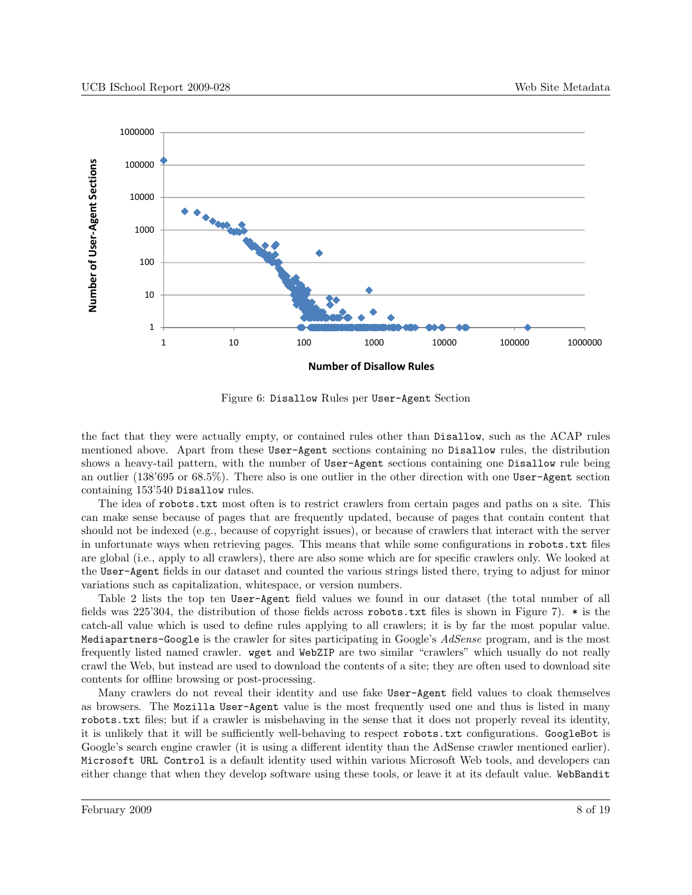1000000
100000
10000
1000
100
10
1

Number of User-Agent Sections

1 10 100 1000 10000 100000 1000000

Number of Disallow Rules

Figure 6: `Disallow` Rules per `User-Agent` Section

the fact that they were actually empty, or contained rules other than `Disallow`, such as the ACAP rules mentioned above. Apart from these `User-Agent` sections containing no `Disallow` rules, the distribution shows a heavy-tail pattern, with the number of `User-Agent` sections containing one `Disallow` rule being an outlier (138'695 or 68.5%). There also is one outlier in the other direction with one `User-Agent` section containing 153'540 `Disallow` rules.

The idea of `robots.txt` most often is to restrict crawlers from certain pages and paths on a site. This can make sense because of pages that are frequently updated, because of pages that contain content that should not be indexed (e.g., because of copyright issues), or because of crawlers that interact with the server in unfortunate ways when retrieving pages. This means that while some configurations in `robots.txt` files are global (i.e., apply to all crawlers), there are also some which are for specific crawlers only. We looked at the `User-Agent` fields in our dataset and counted the various strings listed there, trying to adjust for minor variations such as capitalization, whitespace, or version numbers.

Table 2 lists the top ten `User-Agent` field values we found in our dataset (the total number of all fields was 225'304, the distribution of those fields across `robots.txt` files is shown in Figure 7). `*` is the catch-all value which is used to define rules applying to all crawlers; it is by far the most popular value. `Mediapartners-Google` is the crawler for sites participating in Google's *AdSense* program, and is the most frequently listed named crawler. `wget` and `WebZIP` are two similar "crawlers" which usually do not really crawl the Web, but instead are used to download the contents of a site; they are often used to download site contents for offline browsing or post-processing.

Many crawlers do not reveal their identity and use fake `User-Agent` field values to cloak themselves as browsers. The `Mozilla User-Agent` value is the most frequently used one and thus is listed in many `robots.txt` files; but if a crawler is misbehaving in the sense that it does not properly reveal its identity, it is unlikely that it will be sufficiently well-behaving to respect `robots.txt` configurations. `GoogleBot` is Google's search engine crawler (it is using a different identity than the AdSense crawler mentioned earlier). `Microsoft URL Control` is a default identity used within various Microsoft Web tools, and developers can either change that when they develop software using these tools, or leave it at its default value. `WebBandit`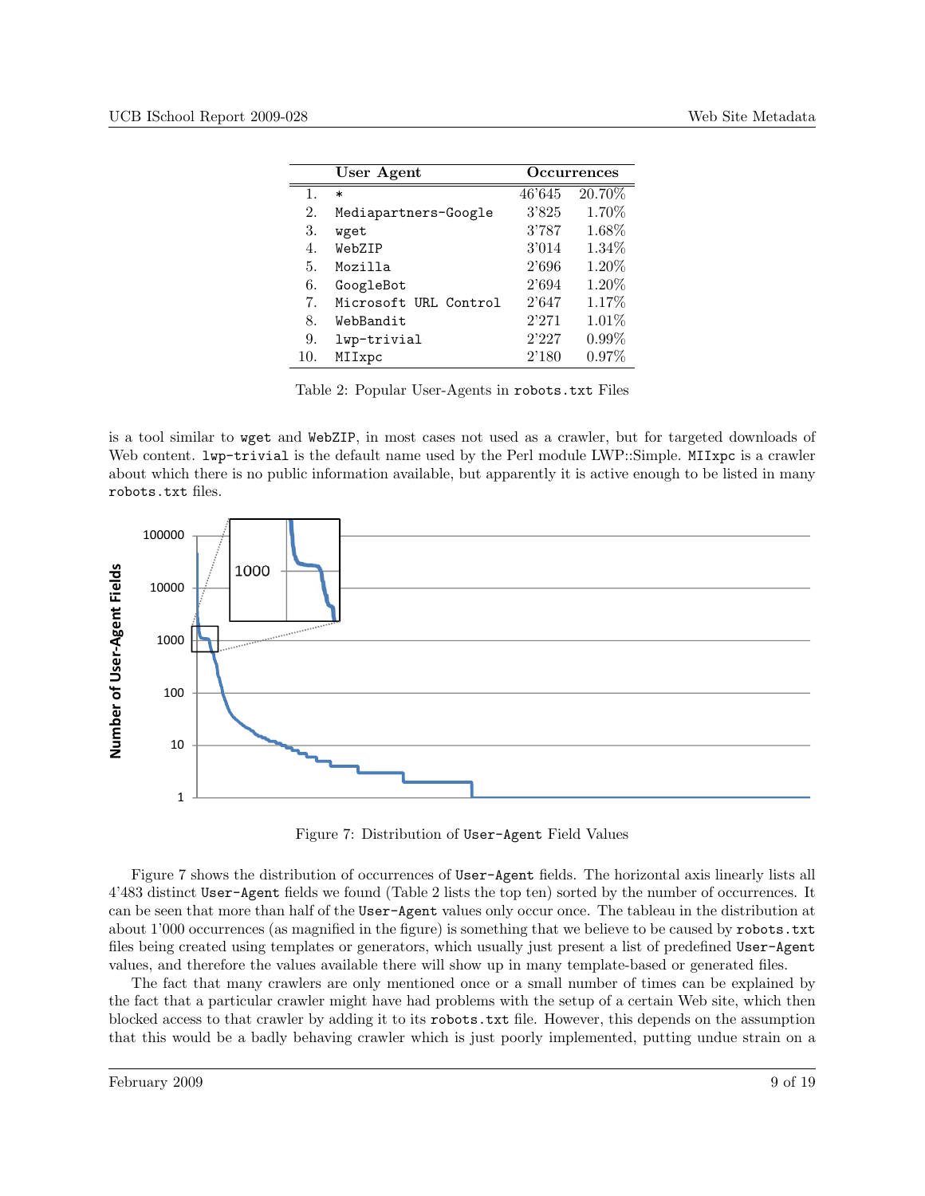| | User Agent | Occurrences | |
|---|---|---|---|
| 1. | * | 46'645 | 20.70% |
| 2. | Mediapartners-Google | 3'825 | 1.70% |
| 3. | wget | 3'787 | 1.68% |
| 4. | WebZIP | 3'014 | 1.34% |
| 5. | Mozilla | 2'696 | 1.20% |
| 6. | GoogleBot | 2'694 | 1.20% |
| 7. | Microsoft URL Control | 2'647 | 1.17% |
| 8. | WebBandit | 2'271 | 1.01% |
| 9. | lwp-trivial | 2'227 | 0.99% |
| 10. | MIIxpc | 2'180 | 0.97% |

Table 2: Popular User-Agents in robots.txt Files

is a tool similar to wget and WebZIP, in most cases not used as a crawler, but for targeted downloads of Web content. lwp-trivial is the default name used by the Perl module LWP::Simple. MIIxpc is a crawler about which there is no public information available, but apparently it is active enough to be listed in many robots.txt files.

Figure 7: Distribution of User-Agent Field Values

Figure 7 shows the distribution of occurrences of User-Agent fields. The horizontal axis linearly lists all 4'483 distinct User-Agent fields we found (Table 2 lists the top ten) sorted by the number of occurrences. It can be seen that more than half of the User-Agent values only occur once. The tableau in the distribution at about 1'000 occurrences (as magnified in the figure) is something that we believe to be caused by robots.txt files being created using templates or generators, which usually just present a list of predefined User-Agent values, and therefore the values available there will show up in many template-based or generated files.

The fact that many crawlers are only mentioned once or a small number of times can be explained by the fact that a particular crawler might have had problems with the setup of a certain Web site, which then blocked access to that crawler by adding it to its robots.txt file. However, this depends on the assumption that this would be a badly behaving crawler which is just poorly implemented, putting undue strain on a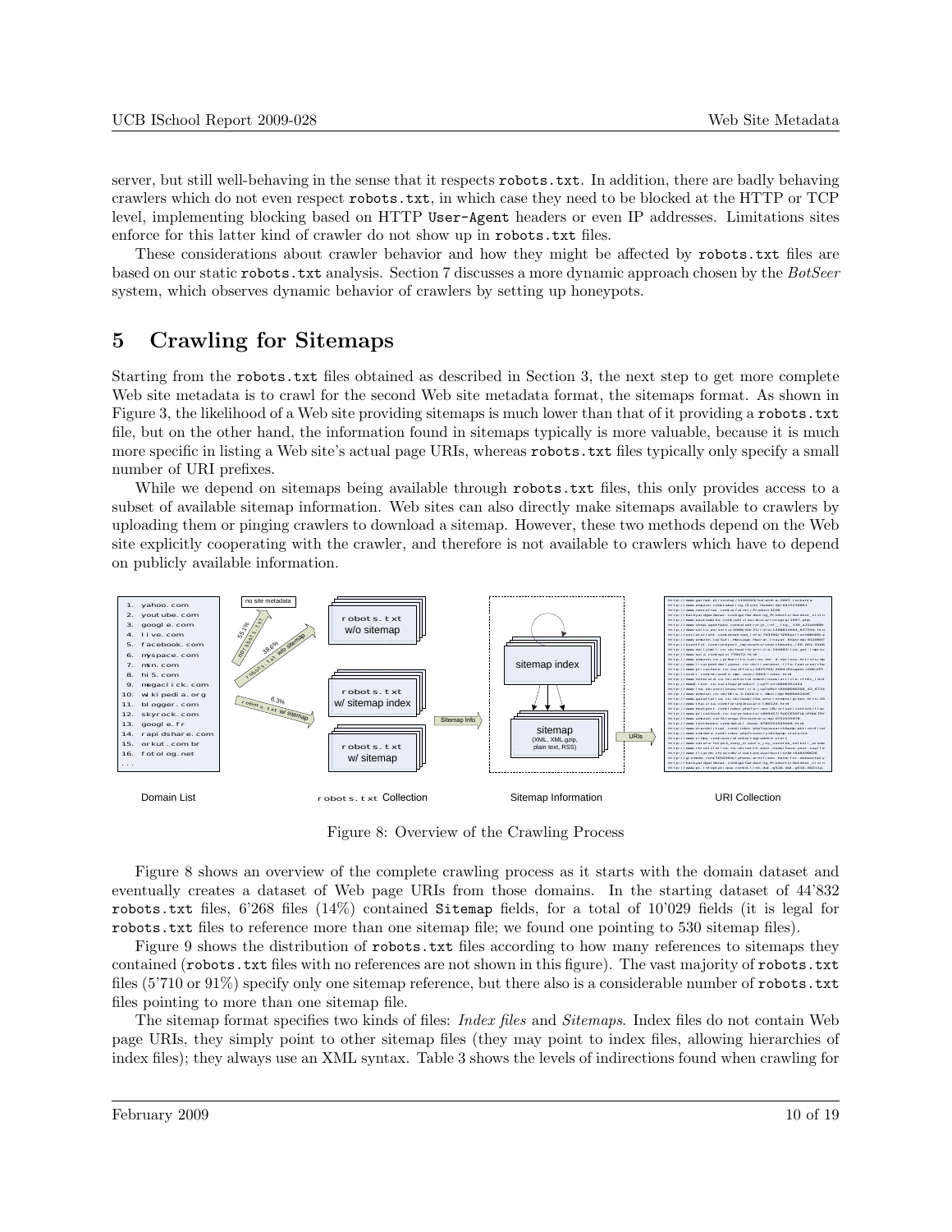server, but still well-behaving in the sense that it respects `robots.txt`. In addition, there are badly behaving crawlers which do not even respect `robots.txt`, in which case they need to be blocked at the HTTP or TCP level, implementing blocking based on HTTP `User-Agent` headers or even IP addresses. Limitations sites enforce for this latter kind of crawler do not show up in `robots.txt` files.

These considerations about crawler behavior and how they might be affected by `robots.txt` files are based on our static `robots.txt` analysis. Section 7 discusses a more dynamic approach chosen by the *BotSeer* system, which observes dynamic behavior of crawlers by setting up honeypots.

# 5 Crawling for Sitemaps

Starting from the `robots.txt` files obtained as described in Section 3, the next step to get more complete Web site metadata is to crawl for the second Web site metadata format, the sitemaps format. As shown in Figure 3, the likelihood of a Web site providing sitemaps is much lower than that of it providing a `robots.txt` file, but on the other hand, the information found in sitemaps typically is more valuable, because it is much more specific in listing a Web site's actual page URIs, whereas `robots.txt` files typically only specify a small number of URI prefixes.

While we depend on sitemaps being available through `robots.txt` files, this only provides access to a subset of available sitemap information. Web sites can also directly make sitemaps available to crawlers by uploading them or pinging crawlers to download a sitemap. However, these two methods depend on the Web site explicitly cooperating with the crawler, and therefore is not available to crawlers which have to depend on publicly available information.

Figure 8: Overview of the Crawling Process

Figure 8 shows an overview of the complete crawling process as it starts with the domain dataset and eventually creates a dataset of Web page URIs from those domains. In the starting dataset of 44'832 `robots.txt` files, 6'268 files (14%) contained `Sitemap` fields, for a total of 10'029 fields (it is legal for `robots.txt` files to reference more than one sitemap file; we found one pointing to 530 sitemap files).

Figure 9 shows the distribution of `robots.txt` files according to how many references to sitemaps they contained (`robots.txt` files with no references are not shown in this figure). The vast majority of `robots.txt` files (5'710 or 91%) specify only one sitemap reference, but there also is a considerable number of `robots.txt` files pointing to more than one sitemap file.

The sitemap format specifies two kinds of files: *Index files* and *Sitemaps*. Index files do not contain Web page URIs, they simply point to other sitemap files (they may point to index files, allowing hierarchies of index files); they always use an XML syntax. Table 3 shows the levels of indirections found when crawling for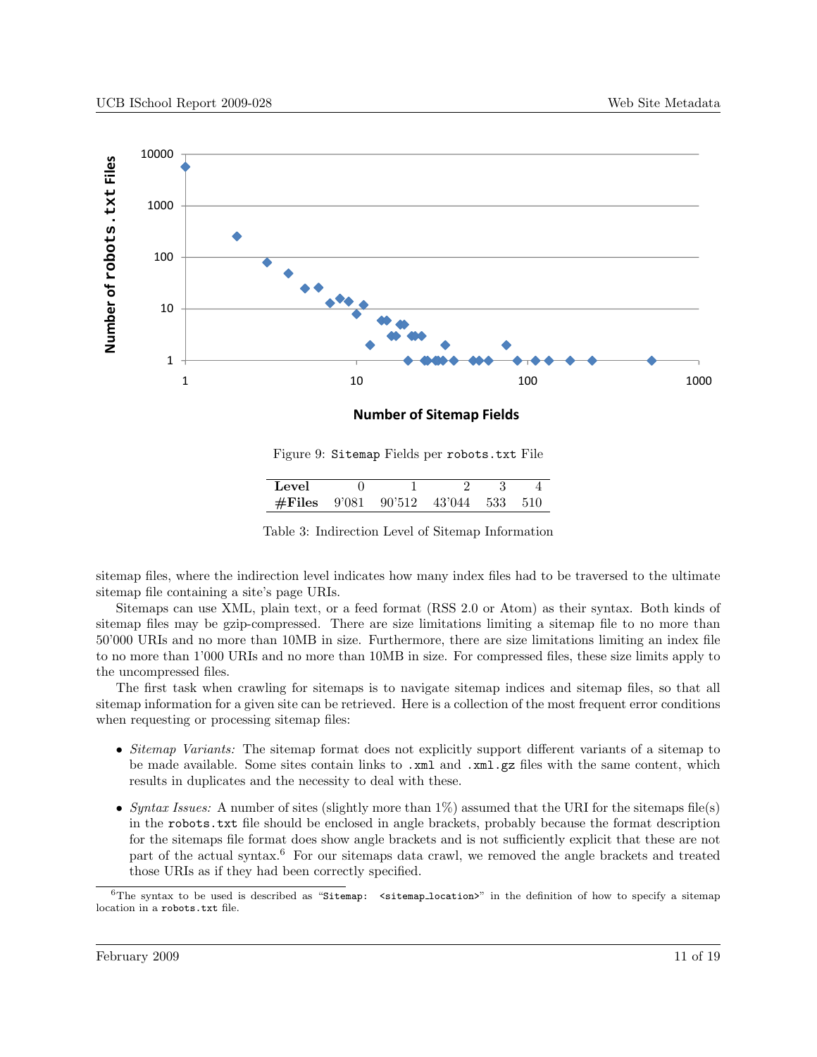Figure 9: `Sitemap` Fields per `robots.txt` File

| Level | 0 | 1 | 2 | 3 | 4 |
|---|---|---|---|---|---|
| #Files | 9'081 | 90'512 | 43'044 | 533 | 510 |

Table 3: Indirection Level of Sitemap Information

sitemap files, where the indirection level indicates how many index files had to be traversed to the ultimate sitemap file containing a site's page URIs.

Sitemaps can use XML, plain text, or a feed format (RSS 2.0 or Atom) as their syntax. Both kinds of sitemap files may be gzip-compressed. There are size limitations limiting a sitemap file to no more than 50'000 URIs and no more than 10MB in size. Furthermore, there are size limitations limiting an index file to no more than 1'000 URIs and no more than 10MB in size. For compressed files, these size limits apply to the uncompressed files.

The first task when crawling for sitemaps is to navigate sitemap indices and sitemap files, so that all sitemap information for a given site can be retrieved. Here is a collection of the most frequent error conditions when requesting or processing sitemap files:

- *Sitemap Variants:* The sitemap format does not explicitly support different variants of a sitemap to be made available. Some sites contain links to `.xml` and `.xml.gz` files with the same content, which results in duplicates and the necessity to deal with these.
- *Syntax Issues:* A number of sites (slightly more than 1%) assumed that the URI for the sitemaps file(s) in the `robots.txt` file should be enclosed in angle brackets, probably because the format description for the sitemaps file format does show angle brackets and is not sufficiently explicit that these are not part of the actual syntax.[6] For our sitemaps data crawl, we removed the angle brackets and treated those URIs as if they had been correctly specified.

[6]The syntax to be used is described as "`Sitemap: <sitemap_location>`" in the definition of how to specify a sitemap location in a `robots.txt` file.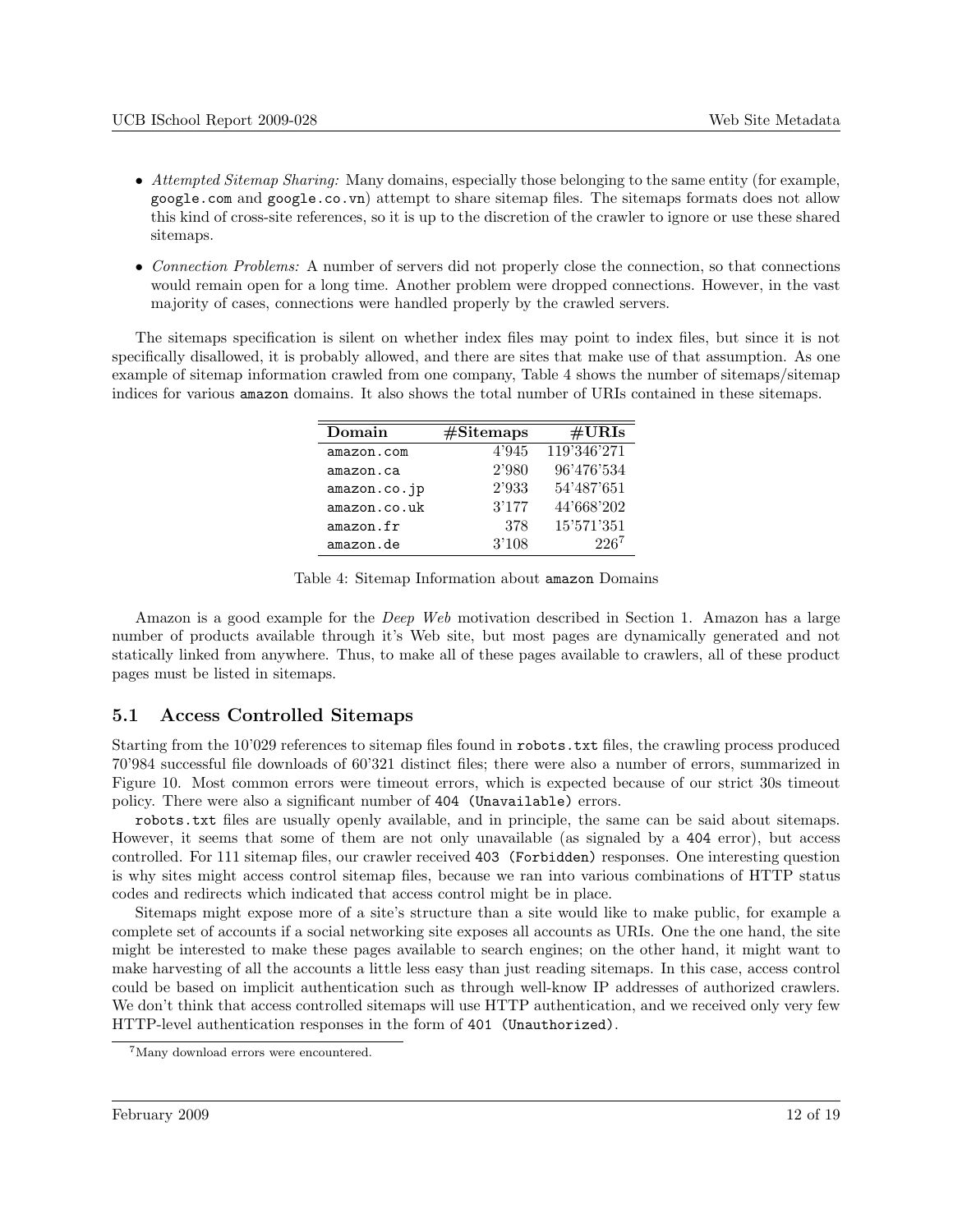- *Attempted Sitemap Sharing:* Many domains, especially those belonging to the same entity (for example, `google.com` and `google.co.vn`) attempt to share sitemap files. The sitemaps formats does not allow this kind of cross-site references, so it is up to the discretion of the crawler to ignore or use these shared sitemaps.
- *Connection Problems:* A number of servers did not properly close the connection, so that connections would remain open for a long time. Another problem were dropped connections. However, in the vast majority of cases, connections were handled properly by the crawled servers.

The sitemaps specification is silent on whether index files may point to index files, but since it is not specifically disallowed, it is probably allowed, and there are sites that make use of that assumption. As one example of sitemap information crawled from one company, Table 4 shows the number of sitemaps/sitemap indices for various `amazon` domains. It also shows the total number of URIs contained in these sitemaps.

| Domain | #Sitemaps | #URIs |
|---|---:|---:|
| `amazon.com` | 4'945 | 119'346'271 |
| `amazon.ca` | 2'980 | 96'476'534 |
| `amazon.co.jp` | 2'933 | 54'487'651 |
| `amazon.co.uk` | 3'177 | 44'668'202 |
| `amazon.fr` | 378 | 15'571'351 |
| `amazon.de` | 3'108 | 226[7] |

Table 4: Sitemap Information about `amazon` Domains

Amazon is a good example for the *Deep Web* motivation described in Section 1. Amazon has a large number of products available through it's Web site, but most pages are dynamically generated and not statically linked from anywhere. Thus, to make all of these pages available to crawlers, all of these product pages must be listed in sitemaps.

## 5.1 Access Controlled Sitemaps

Starting from the 10'029 references to sitemap files found in `robots.txt` files, the crawling process produced 70'984 successful file downloads of 60'321 distinct files; there were also a number of errors, summarized in Figure 10. Most common errors were timeout errors, which is expected because of our strict 30s timeout policy. There were also a significant number of `404 (Unavailable)` errors.

`robots.txt` files are usually openly available, and in principle, the same can be said about sitemaps. However, it seems that some of them are not only unavailable (as signaled by a `404` error), but access controlled. For 111 sitemap files, our crawler received `403 (Forbidden)` responses. One interesting question is why sites might access control sitemap files, because we ran into various combinations of HTTP status codes and redirects which indicated that access control might be in place.

Sitemaps might expose more of a site's structure than a site would like to make public, for example a complete set of accounts if a social networking site exposes all accounts as URIs. One the one hand, the site might be interested to make these pages available to search engines; on the other hand, it might want to make harvesting of all the accounts a little less easy than just reading sitemaps. In this case, access control could be based on implicit authentication such as through well-know IP addresses of authorized crawlers. We don't think that access controlled sitemaps will use HTTP authentication, and we received only very few HTTP-level authentication responses in the form of `401 (Unauthorized)`.

[7] Many download errors were encountered.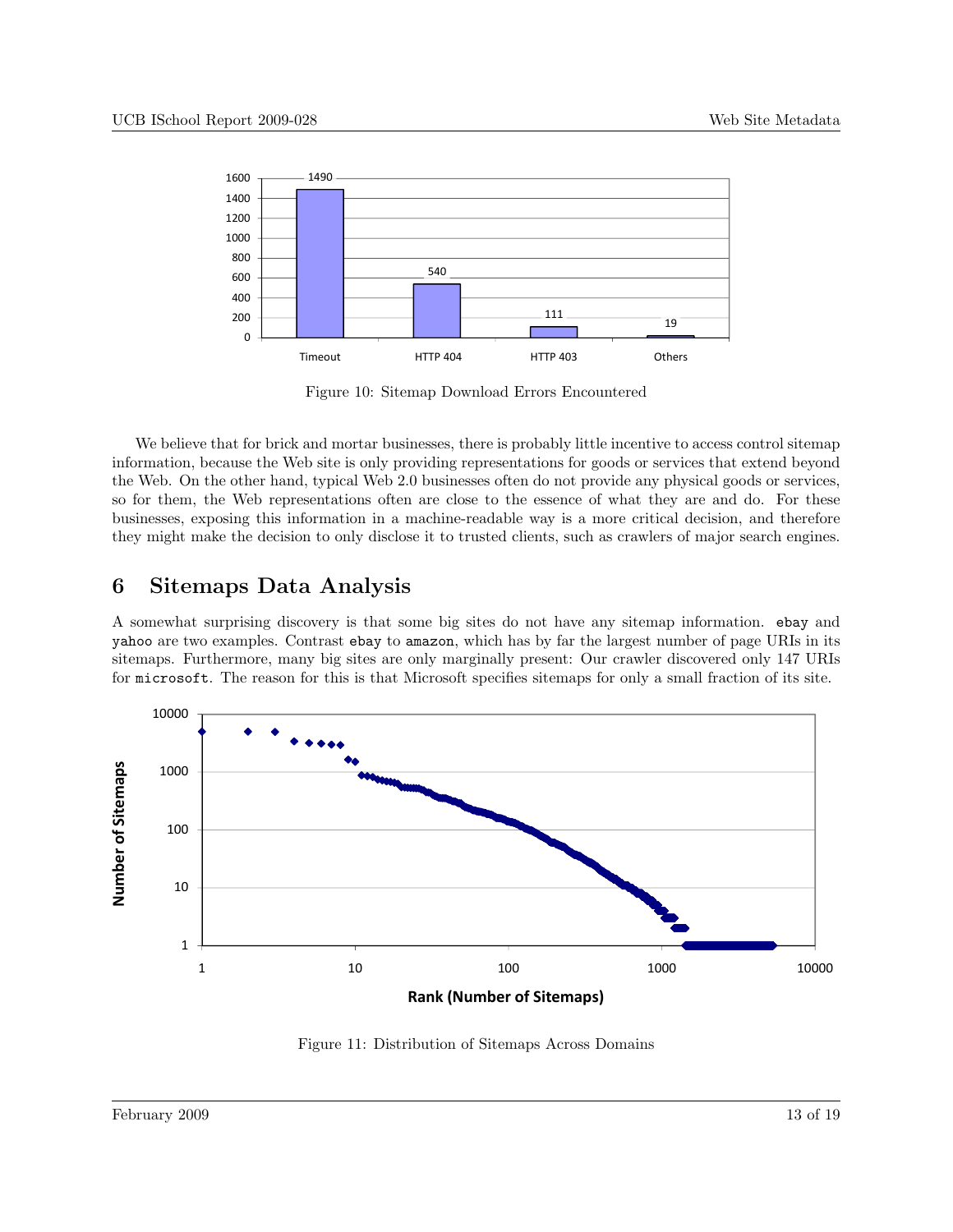Figure 10: Sitemap Download Errors Encountered

We believe that for brick and mortar businesses, there is probably little incentive to access control sitemap information, because the Web site is only providing representations for goods or services that extend beyond the Web. On the other hand, typical Web 2.0 businesses often do not provide any physical goods or services, so for them, the Web representations often are close to the essence of what they are and do. For these businesses, exposing this information in a machine-readable way is a more critical decision, and therefore they might make the decision to only disclose it to trusted clients, such as crawlers of major search engines.

## 6 Sitemaps Data Analysis

A somewhat surprising discovery is that some big sites do not have any sitemap information. `ebay` and `yahoo` are two examples. Contrast `ebay` to `amazon`, which has by far the largest number of page URIs in its sitemaps. Furthermore, many big sites are only marginally present: Our crawler discovered only 147 URIs for `microsoft`. The reason for this is that Microsoft specifies sitemaps for only a small fraction of its site.

Figure 11: Distribution of Sitemaps Across Domains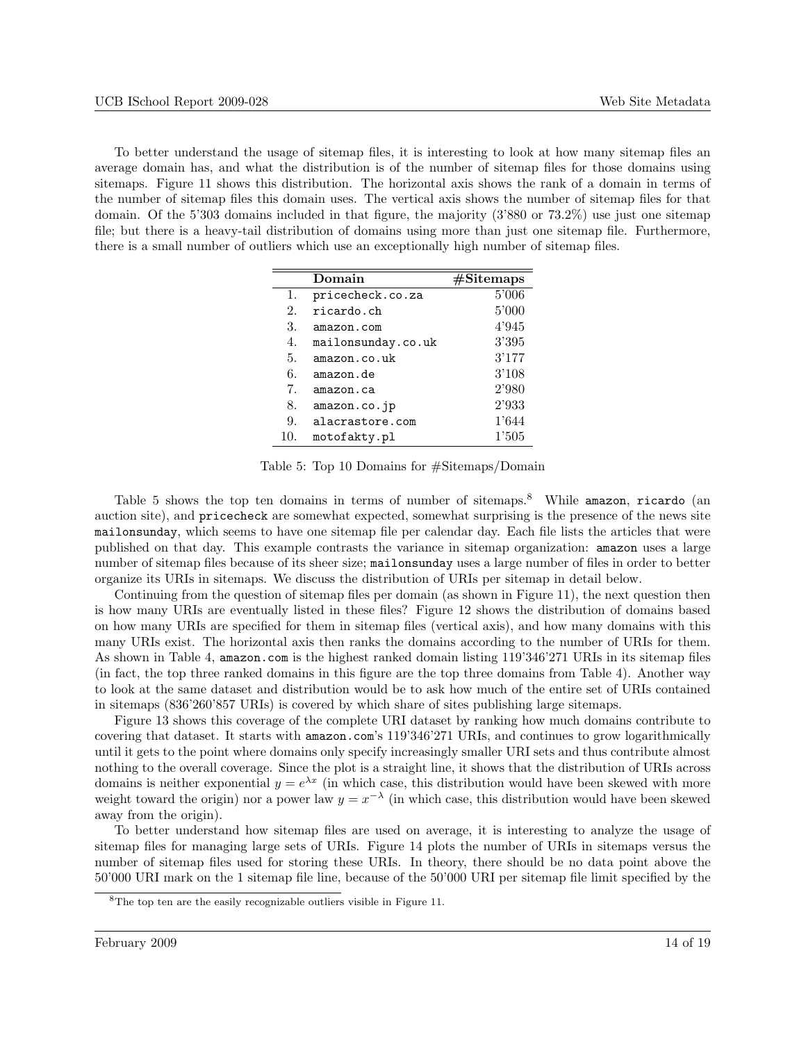To better understand the usage of sitemap files, it is interesting to look at how many sitemap files an average domain has, and what the distribution is of the number of sitemap files for those domains using sitemaps. Figure 11 shows this distribution. The horizontal axis shows the rank of a domain in terms of the number of sitemap files this domain uses. The vertical axis shows the number of sitemap files for that domain. Of the 5'303 domains included in that figure, the majority (3'880 or 73.2%) use just one sitemap file; but there is a heavy-tail distribution of domains using more than just one sitemap file. Furthermore, there is a small number of outliers which use an exceptionally high number of sitemap files.

| | Domain | #Sitemaps |
|---|---|---|
| 1. | `pricecheck.co.za` | 5'006 |
| 2. | `ricardo.ch` | 5'000 |
| 3. | `amazon.com` | 4'945 |
| 4. | `mailonsunday.co.uk` | 3'395 |
| 5. | `amazon.co.uk` | 3'177 |
| 6. | `amazon.de` | 3'108 |
| 7. | `amazon.ca` | 2'980 |
| 8. | `amazon.co.jp` | 2'933 |
| 9. | `alacrastore.com` | 1'644 |
| 10. | `motofakty.pl` | 1'505 |

Table 5: Top 10 Domains for #Sitemaps/Domain

Table 5 shows the top ten domains in terms of number of sitemaps.[8] While `amazon`, `ricardo` (an auction site), and `pricecheck` are somewhat expected, somewhat surprising is the presence of the news site `mailonsunday`, which seems to have one sitemap file per calendar day. Each file lists the articles that were published on that day. This example contrasts the variance in sitemap organization: `amazon` uses a large number of sitemap files because of its sheer size; `mailonsunday` uses a large number of files in order to better organize its URIs in sitemaps. We discuss the distribution of URIs per sitemap in detail below.

Continuing from the question of sitemap files per domain (as shown in Figure 11), the next question then is how many URIs are eventually listed in these files? Figure 12 shows the distribution of domains based on how many URIs are specified for them in sitemap files (vertical axis), and how many domains with this many URIs exist. The horizontal axis then ranks the domains according to the number of URIs for them. As shown in Table 4, `amazon.com` is the highest ranked domain listing 119'346'271 URIs in its sitemap files (in fact, the top three ranked domains in this figure are the top three domains from Table 4). Another way to look at the same dataset and distribution would be to ask how much of the entire set of URIs contained in sitemaps (836'260'857 URIs) is covered by which share of sites publishing large sitemaps.

Figure 13 shows this coverage of the complete URI dataset by ranking how much domains contribute to covering that dataset. It starts with `amazon.com`'s 119'346'271 URIs, and continues to grow logarithmically until it gets to the point where domains only specify increasingly smaller URI sets and thus contribute almost nothing to the overall coverage. Since the plot is a straight line, it shows that the distribution of URIs across domains is neither exponential $y = e^{\lambda x}$ (in which case, this distribution would have been skewed with more weight toward the origin) nor a power law $y = x^{-\lambda}$ (in which case, this distribution would have been skewed away from the origin).

To better understand how sitemap files are used on average, it is interesting to analyze the usage of sitemap files for managing large sets of URIs. Figure 14 plots the number of URIs in sitemaps versus the number of sitemap files used for storing these URIs. In theory, there should be no data point above the 50'000 URI mark on the 1 sitemap file line, because of the 50'000 URI per sitemap file limit specified by the

[8] The top ten are the easily recognizable outliers visible in Figure 11.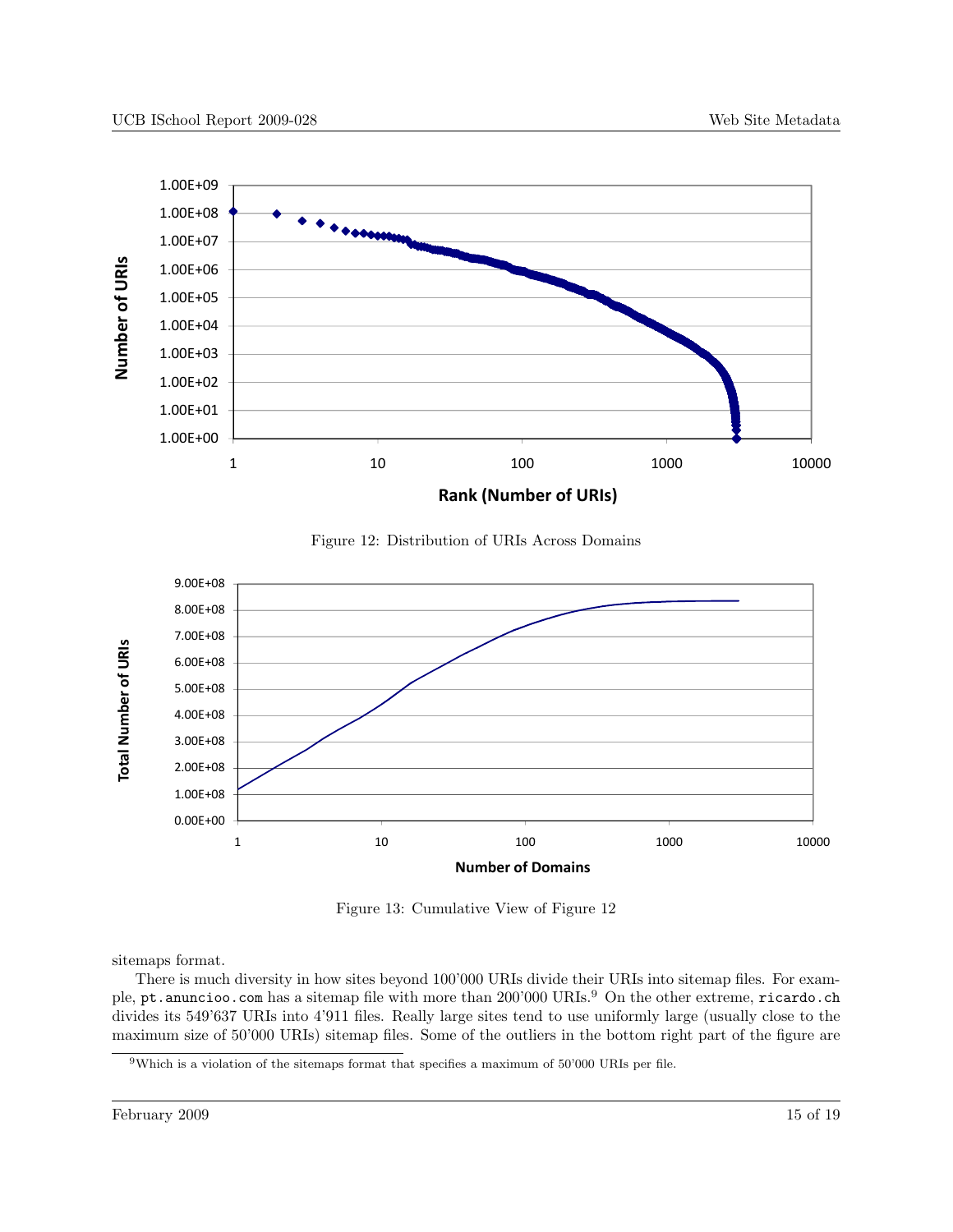Figure 12: Distribution of URIs Across Domains

Figure 13: Cumulative View of Figure 12

sitemaps format.

There is much diversity in how sites beyond 100'000 URIs divide their URIs into sitemap files. For example, `pt.anuncioo.com` has a sitemap file with more than 200'000 URIs.[9] On the other extreme, `ricardo.ch` divides its 549'637 URIs into 4'911 files. Really large sites tend to use uniformly large (usually close to the maximum size of 50'000 URIs) sitemap files. Some of the outliers in the bottom right part of the figure are

[9] Which is a violation of the sitemaps format that specifies a maximum of 50'000 URIs per file.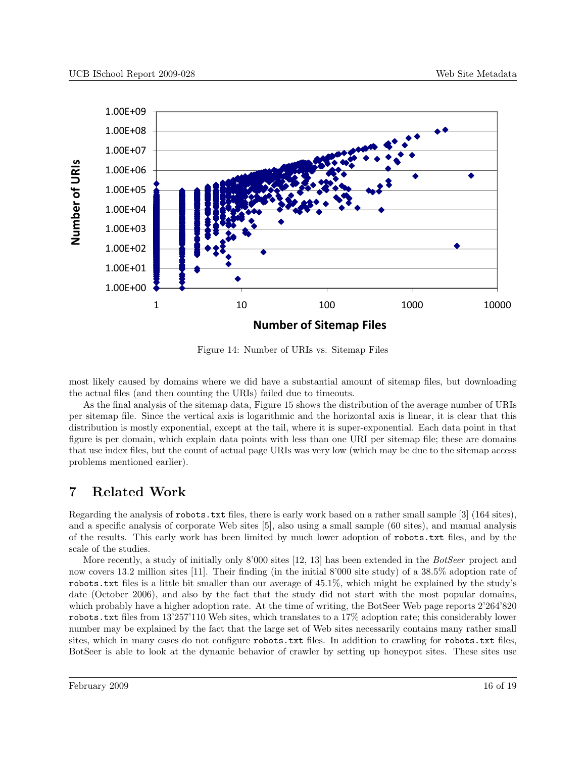Figure 14: Number of URIs vs. Sitemap Files

most likely caused by domains where we did have a substantial amount of sitemap files, but downloading the actual files (and then counting the URIs) failed due to timeouts.

As the final analysis of the sitemap data, Figure 15 shows the distribution of the average number of URIs per sitemap file. Since the vertical axis is logarithmic and the horizontal axis is linear, it is clear that this distribution is mostly exponential, except at the tail, where it is super-exponential. Each data point in that figure is per domain, which explain data points with less than one URI per sitemap file; these are domains that use index files, but the count of actual page URIs was very low (which may be due to the sitemap access problems mentioned earlier).

## 7 Related Work

Regarding the analysis of `robots.txt` files, there is early work based on a rather small sample [3] (164 sites), and a specific analysis of corporate Web sites [5], also using a small sample (60 sites), and manual analysis of the results. This early work has been limited by much lower adoption of `robots.txt` files, and by the scale of the studies.

More recently, a study of initially only 8'000 sites [12, 13] has been extended in the *BotSeer* project and now covers 13.2 million sites [11]. Their finding (in the initial 8'000 site study) of a 38.5% adoption rate of `robots.txt` files is a little bit smaller than our average of 45.1%, which might be explained by the study's date (October 2006), and also by the fact that the study did not start with the most popular domains, which probably have a higher adoption rate. At the time of writing, the BotSeer Web page reports 2'264'820 `robots.txt` files from 13'257'110 Web sites, which translates to a 17% adoption rate; this considerably lower number may be explained by the fact that the large set of Web sites necessarily contains many rather small sites, which in many cases do not configure `robots.txt` files. In addition to crawling for `robots.txt` files, BotSeer is able to look at the dynamic behavior of crawler by setting up honeypot sites. These sites use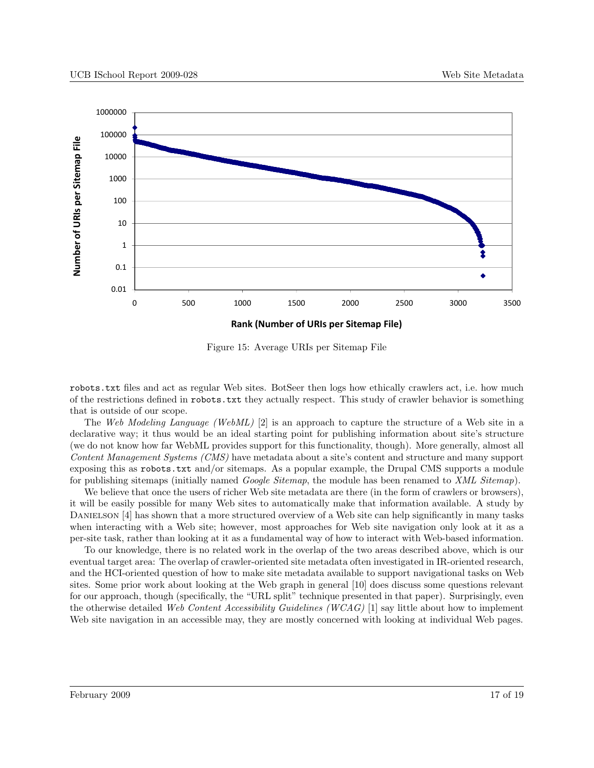Figure 15: Average URIs per Sitemap File

`robots.txt` files and act as regular Web sites. BotSeer then logs how ethically crawlers act, i.e. how much of the restrictions defined in `robots.txt` they actually respect. This study of crawler behavior is something that is outside of our scope.

The *Web Modeling Language (WebML)* [2] is an approach to capture the structure of a Web site in a declarative way; it thus would be an ideal starting point for publishing information about site's structure (we do not know how far WebML provides support for this functionality, though). More generally, almost all *Content Management Systems (CMS)* have metadata about a site's content and structure and many support exposing this as `robots.txt` and/or sitemaps. As a popular example, the Drupal CMS supports a module for publishing sitemaps (initially named *Google Sitemap*, the module has been renamed to *XML Sitemap*).

We believe that once the users of richer Web site metadata are there (in the form of crawlers or browsers), it will be easily possible for many Web sites to automatically make that information available. A study by Danielson [4] has shown that a more structured overview of a Web site can help significantly in many tasks when interacting with a Web site; however, most approaches for Web site navigation only look at it as a per-site task, rather than looking at it as a fundamental way of how to interact with Web-based information.

To our knowledge, there is no related work in the overlap of the two areas described above, which is our eventual target area: The overlap of crawler-oriented site metadata often investigated in IR-oriented research, and the HCI-oriented question of how to make site metadata available to support navigational tasks on Web sites. Some prior work about looking at the Web graph in general [10] does discuss some questions relevant for our approach, though (specifically, the "URL split" technique presented in that paper). Surprisingly, even the otherwise detailed *Web Content Accessibility Guidelines (WCAG)* [1] say little about how to implement Web site navigation in an accessible may, they are mostly concerned with looking at individual Web pages.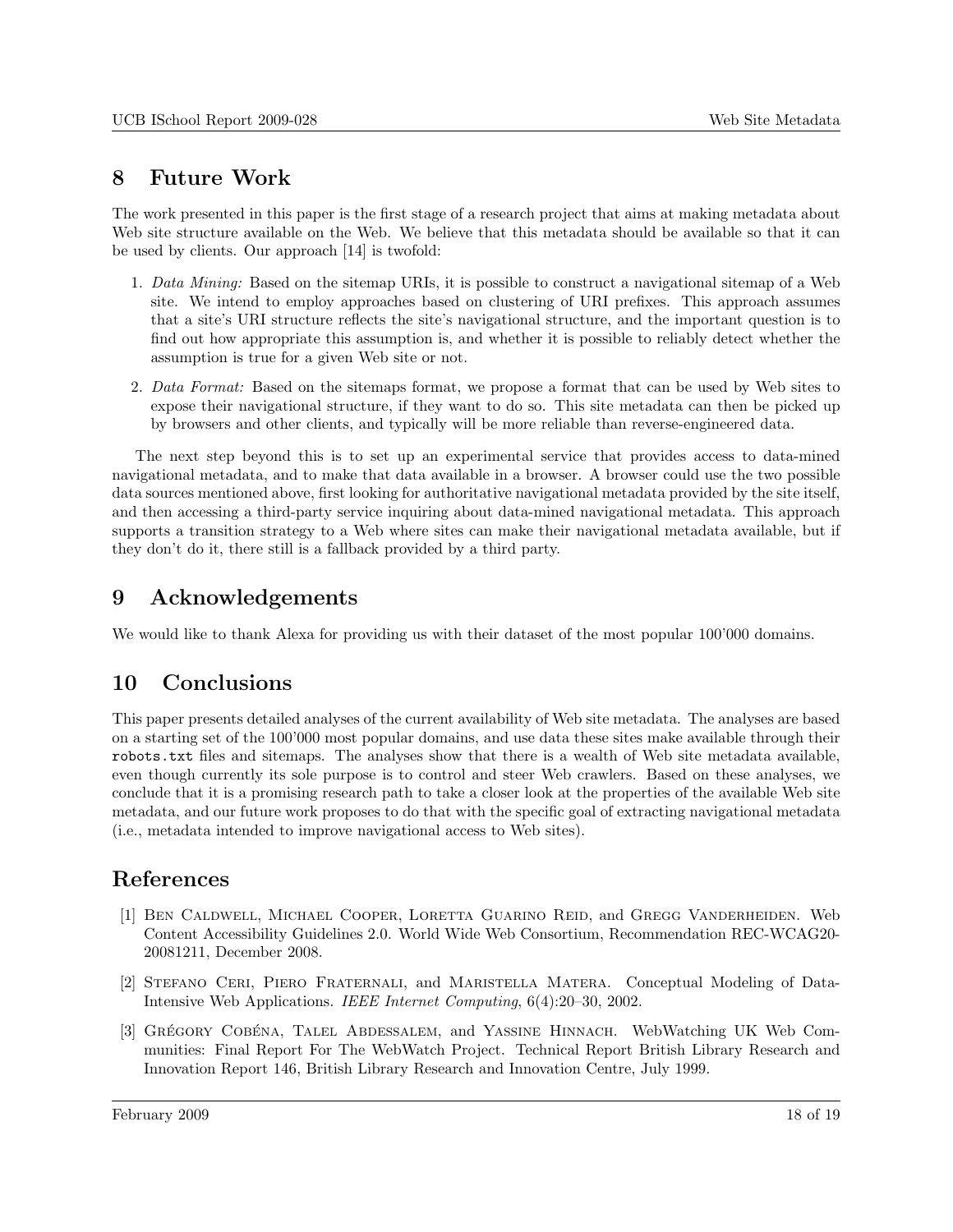## 8 Future Work

The work presented in this paper is the first stage of a research project that aims at making metadata about Web site structure available on the Web. We believe that this metadata should be available so that it can be used by clients. Our approach [14] is twofold:

1. *Data Mining:* Based on the sitemap URIs, it is possible to construct a navigational sitemap of a Web site. We intend to employ approaches based on clustering of URI prefixes. This approach assumes that a site's URI structure reflects the site's navigational structure, and the important question is to find out how appropriate this assumption is, and whether it is possible to reliably detect whether the assumption is true for a given Web site or not.
2. *Data Format:* Based on the sitemaps format, we propose a format that can be used by Web sites to expose their navigational structure, if they want to do so. This site metadata can then be picked up by browsers and other clients, and typically will be more reliable than reverse-engineered data.

The next step beyond this is to set up an experimental service that provides access to data-mined navigational metadata, and to make that data available in a browser. A browser could use the two possible data sources mentioned above, first looking for authoritative navigational metadata provided by the site itself, and then accessing a third-party service inquiring about data-mined navigational metadata. This approach supports a transition strategy to a Web where sites can make their navigational metadata available, but if they don't do it, there still is a fallback provided by a third party.

## 9 Acknowledgements

We would like to thank Alexa for providing us with their dataset of the most popular 100'000 domains.

## 10 Conclusions

This paper presents detailed analyses of the current availability of Web site metadata. The analyses are based on a starting set of the 100'000 most popular domains, and use data these sites make available through their `robots.txt` files and sitemaps. The analyses show that there is a wealth of Web site metadata available, even though currently its sole purpose is to control and steer Web crawlers. Based on these analyses, we conclude that it is a promising research path to take a closer look at the properties of the available Web site metadata, and our future work proposes to do that with the specific goal of extracting navigational metadata (i.e., metadata intended to improve navigational access to Web sites).

## References

[1] Ben Caldwell, Michael Cooper, Loretta Guarino Reid, and Gregg Vanderheiden. Web Content Accessibility Guidelines 2.0. World Wide Web Consortium, Recommendation REC-WCAG20-20081211, December 2008.

[2] Stefano Ceri, Piero Fraternali, and Maristella Matera. Conceptual Modeling of Data-Intensive Web Applications. *IEEE Internet Computing*, 6(4):20–30, 2002.

[3] Grégory Cobéna, Talel Abdessalem, and Yassine Hinnach. WebWatching UK Web Communities: Final Report For The WebWatch Project. Technical Report British Library Research and Innovation Report 146, British Library Research and Innovation Centre, July 1999.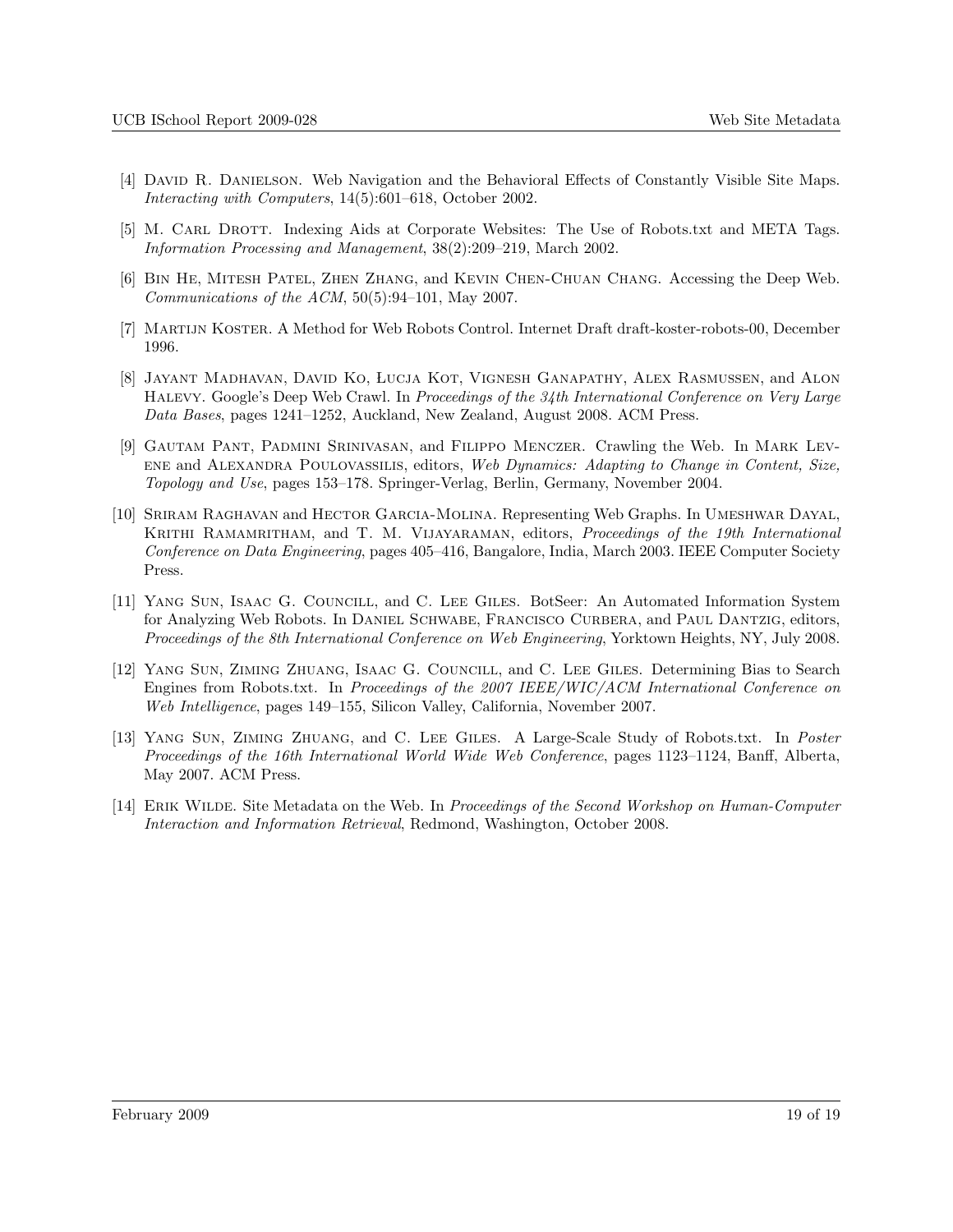[4] David R. Danielson. Web Navigation and the Behavioral Effects of Constantly Visible Site Maps. *Interacting with Computers*, 14(5):601–618, October 2002.

[5] M. Carl Drott. Indexing Aids at Corporate Websites: The Use of Robots.txt and META Tags. *Information Processing and Management*, 38(2):209–219, March 2002.

[6] Bin He, Mitesh Patel, Zhen Zhang, and Kevin Chen-Chuan Chang. Accessing the Deep Web. *Communications of the ACM*, 50(5):94–101, May 2007.

[7] Martijn Koster. A Method for Web Robots Control. Internet Draft draft-koster-robots-00, December 1996.

[8] Jayant Madhavan, David Ko, Lucja Kot, Vignesh Ganapathy, Alex Rasmussen, and Alon Halevy. Google's Deep Web Crawl. In *Proceedings of the 34th International Conference on Very Large Data Bases*, pages 1241–1252, Auckland, New Zealand, August 2008. ACM Press.

[9] Gautam Pant, Padmini Srinivasan, and Filippo Menczer. Crawling the Web. In Mark Levene and Alexandra Poulovassilis, editors, *Web Dynamics: Adapting to Change in Content, Size, Topology and Use*, pages 153–178. Springer-Verlag, Berlin, Germany, November 2004.

[10] Sriram Raghavan and Hector Garcia-Molina. Representing Web Graphs. In Umeshwar Dayal, Krithi Ramamritham, and T. M. Vijayaraman, editors, *Proceedings of the 19th International Conference on Data Engineering*, pages 405–416, Bangalore, India, March 2003. IEEE Computer Society Press.

[11] Yang Sun, Isaac G. Councill, and C. Lee Giles. BotSeer: An Automated Information System for Analyzing Web Robots. In Daniel Schwabe, Francisco Curbera, and Paul Dantzig, editors, *Proceedings of the 8th International Conference on Web Engineering*, Yorktown Heights, NY, July 2008.

[12] Yang Sun, Ziming Zhuang, Isaac G. Councill, and C. Lee Giles. Determining Bias to Search Engines from Robots.txt. In *Proceedings of the 2007 IEEE/WIC/ACM International Conference on Web Intelligence*, pages 149–155, Silicon Valley, California, November 2007.

[13] Yang Sun, Ziming Zhuang, and C. Lee Giles. A Large-Scale Study of Robots.txt. In *Poster Proceedings of the 16th International World Wide Web Conference*, pages 1123–1124, Banff, Alberta, May 2007. ACM Press.

[14] Erik Wilde. Site Metadata on the Web. In *Proceedings of the Second Workshop on Human-Computer Interaction and Information Retrieval*, Redmond, Washington, October 2008.